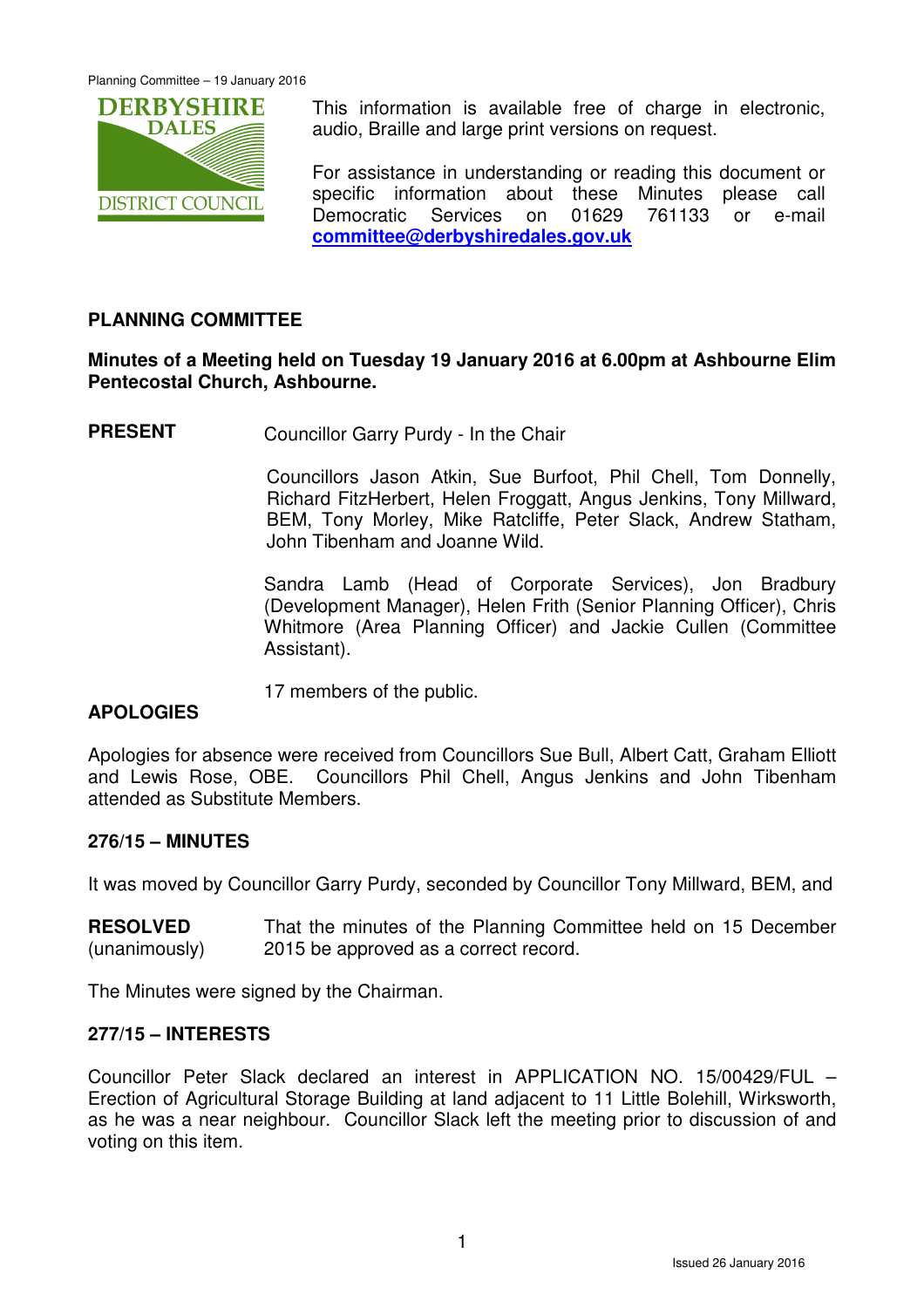This information is available free of charge in electronic, audio, Braille and large print versions on request.

For assistance in understanding or reading this document or specific information about these Minutes please call Democratic Services on 01629 761133 or e-mail **committee@derbyshiredales.gov.uk**

## PLANNING COMMITTEE

**Minutes of a Meeting held on Tuesday 19 January 2016 at 6.00pm at Ashbourne Elim Pentecostal Church, Ashbourne.**

**PRESENT** Councillor Garry Purdy - In the Chair

Councillors Jason Atkin, Sue Burfoot, Phil Chell, Tom Donnelly, Richard FitzHerbert, Helen Froggatt, Angus Jenkins, Tony Millward, BEM, Tony Morley, Mike Ratcliffe, Peter Slack, Andrew Statham, John Tibenham and Joanne Wild.

Sandra Lamb (Head of Corporate Services), Jon Bradbury (Development Manager), Helen Frith (Senior Planning Officer), Chris Whitmore (Area Planning Officer) and Jackie Cullen (Committee Assistant).

17 members of the public.

**APOLOGIES**

Apologies for absence were received from Councillors Sue Bull, Albert Catt, Graham Elliott and Lewis Rose, OBE. Councillors Phil Chell, Angus Jenkins and John Tibenham attended as Substitute Members.

**276/15 – MINUTES**

It was moved by Councillor Garry Purdy, seconded by Councillor Tony Millward, BEM, and

**RESOLVED** (unanimously) That the minutes of the Planning Committee held on 15 December 2015 be approved as a correct record.

The Minutes were signed by the Chairman.

**277/15 – INTERESTS**

Councillor Peter Slack declared an interest in APPLICATION NO. 15/00429/FUL – Erection of Agricultural Storage Building at land adjacent to 11 Little Bolehill, Wirksworth, as he was a near neighbour. Councillor Slack left the meeting prior to discussion of and voting on this item.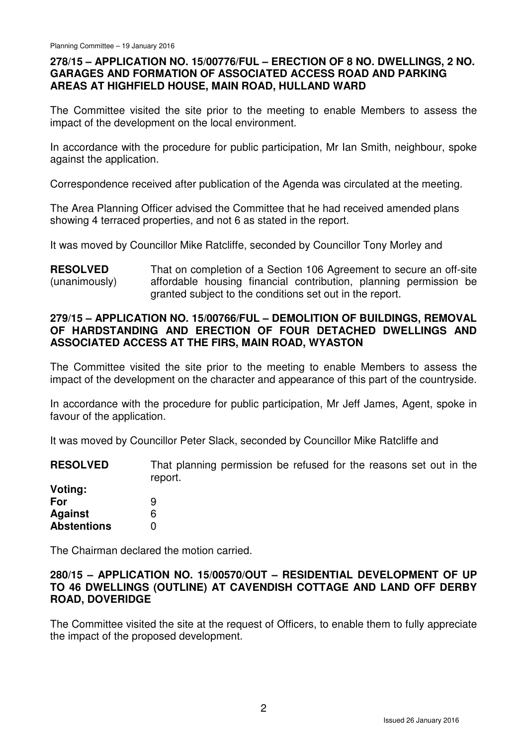**278/15 – APPLICATION NO. 15/00776/FUL – ERECTION OF 8 NO. DWELLINGS, 2 NO. GARAGES AND FORMATION OF ASSOCIATED ACCESS ROAD AND PARKING AREAS AT HIGHFIELD HOUSE, MAIN ROAD, HULLAND WARD**

The Committee visited the site prior to the meeting to enable Members to assess the impact of the development on the local environment.

In accordance with the procedure for public participation, Mr Ian Smith, neighbour, spoke against the application.

Correspondence received after publication of the Agenda was circulated at the meeting.

The Area Planning Officer advised the Committee that he had received amended plans showing 4 terraced properties, and not 6 as stated in the report.

It was moved by Councillor Mike Ratcliffe, seconded by Councillor Tony Morley and

**RESOLVED** (unanimously) — That on completion of a Section 106 Agreement to secure an off-site affordable housing financial contribution, planning permission be granted subject to the conditions set out in the report.

**279/15 – APPLICATION NO. 15/00766/FUL – DEMOLITION OF BUILDINGS, REMOVAL OF HARDSTANDING AND ERECTION OF FOUR DETACHED DWELLINGS AND ASSOCIATED ACCESS AT THE FIRS, MAIN ROAD, WYASTON**

The Committee visited the site prior to the meeting to enable Members to assess the impact of the development on the character and appearance of this part of the countryside.

In accordance with the procedure for public participation, Mr Jeff James, Agent, spoke in favour of the application.

It was moved by Councillor Peter Slack, seconded by Councillor Mike Ratcliffe and

**RESOLVED** — That planning permission be refused for the reasons set out in the report.

| **Voting:** | |
|---|---|
| **For** | 9 |
| **Against** | 6 |
| **Abstentions** | 0 |

The Chairman declared the motion carried.

**280/15 – APPLICATION NO. 15/00570/OUT – RESIDENTIAL DEVELOPMENT OF UP TO 46 DWELLINGS (OUTLINE) AT CAVENDISH COTTAGE AND LAND OFF DERBY ROAD, DOVERIDGE**

The Committee visited the site at the request of Officers, to enable them to fully appreciate the impact of the proposed development.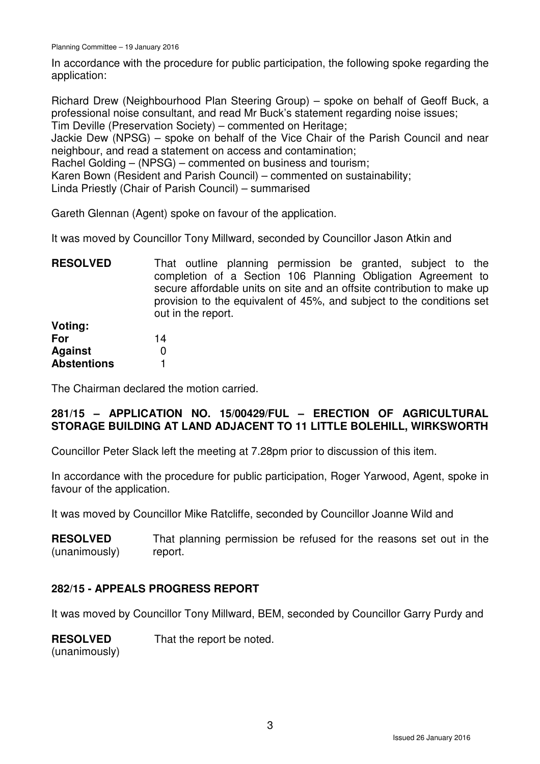In accordance with the procedure for public participation, the following spoke regarding the application:

Richard Drew (Neighbourhood Plan Steering Group) – spoke on behalf of Geoff Buck, a professional noise consultant, and read Mr Buck's statement regarding noise issues;
Tim Deville (Preservation Society) – commented on Heritage;
Jackie Dew (NPSG) – spoke on behalf of the Vice Chair of the Parish Council and near neighbour, and read a statement on access and contamination;
Rachel Golding – (NPSG) – commented on business and tourism;
Karen Bown (Resident and Parish Council) – commented on sustainability;
Linda Priestly (Chair of Parish Council) – summarised

Gareth Glennan (Agent) spoke on favour of the application.

It was moved by Councillor Tony Millward, seconded by Councillor Jason Atkin and

**RESOLVED** That outline planning permission be granted, subject to the completion of a Section 106 Planning Obligation Agreement to secure affordable units on site and an offsite contribution to make up provision to the equivalent of 45%, and subject to the conditions set out in the report.

**Voting:**
**For** 14
**Against** 0
**Abstentions** 1

The Chairman declared the motion carried.

## 281/15 – APPLICATION NO. 15/00429/FUL – ERECTION OF AGRICULTURAL STORAGE BUILDING AT LAND ADJACENT TO 11 LITTLE BOLEHILL, WIRKSWORTH

Councillor Peter Slack left the meeting at 7.28pm prior to discussion of this item.

In accordance with the procedure for public participation, Roger Yarwood, Agent, spoke in favour of the application.

It was moved by Councillor Mike Ratcliffe, seconded by Councillor Joanne Wild and

**RESOLVED** (unanimously) That planning permission be refused for the reasons set out in the report.

## 282/15 - APPEALS PROGRESS REPORT

It was moved by Councillor Tony Millward, BEM, seconded by Councillor Garry Purdy and

**RESOLVED** (unanimously) That the report be noted.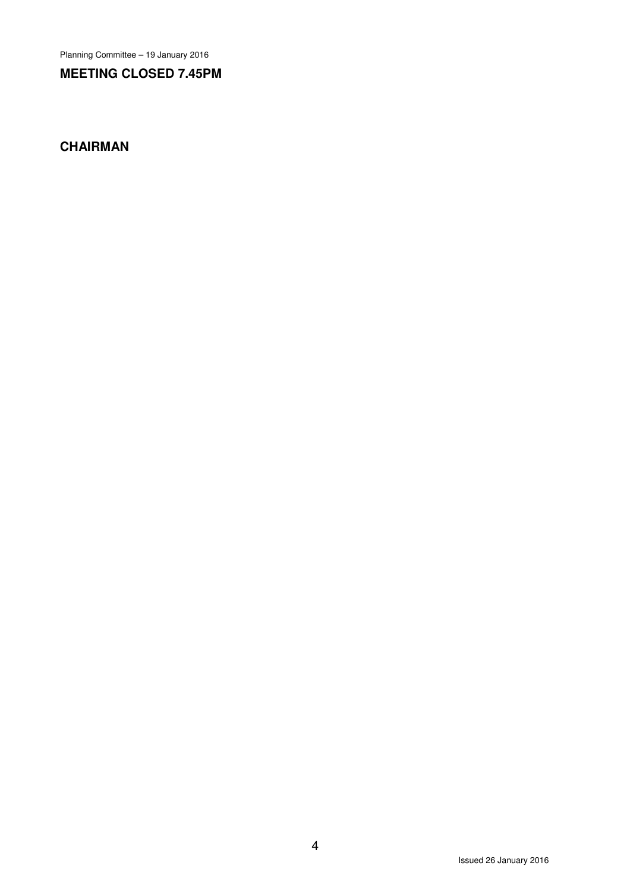**MEETING CLOSED 7.45PM**

**CHAIRMAN**

Issued 26 January 2016